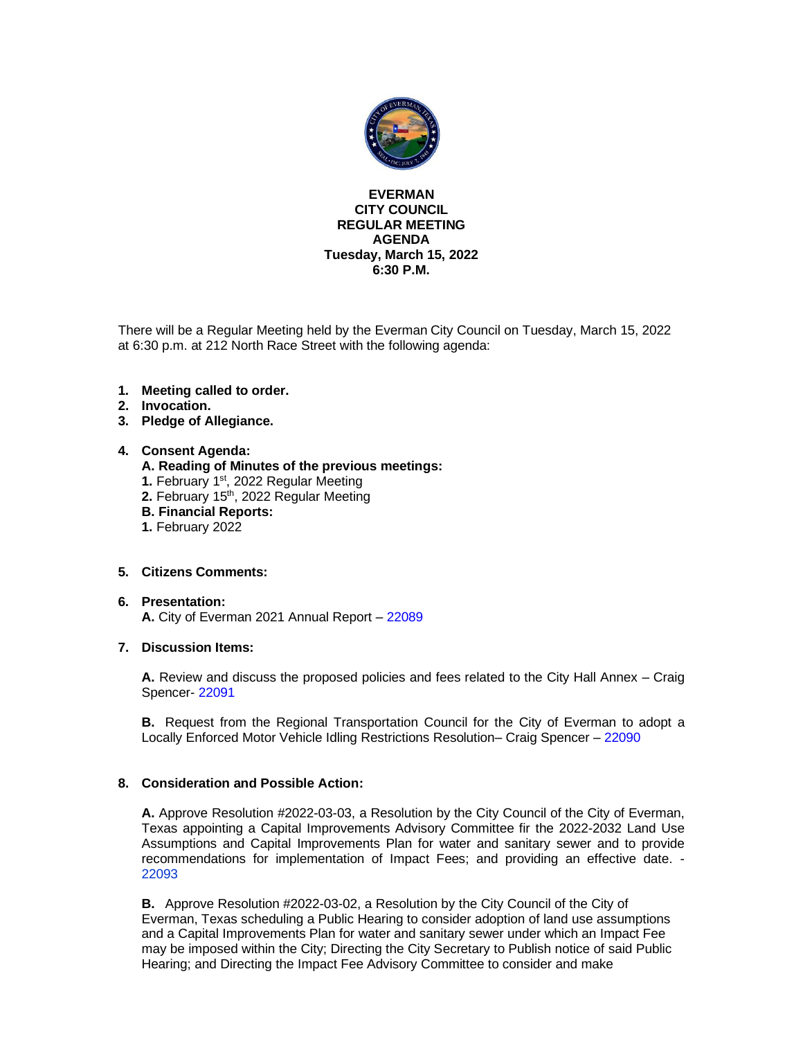# EVERMAN
# CITY COUNCIL
# REGULAR MEETING
# AGENDA
**Tuesday, March 15, 2022**
**6:30 P.M.**

There will be a Regular Meeting held by the Everman City Council on Tuesday, March 15, 2022 at 6:30 p.m. at 212 North Race Street with the following agenda:

1. **Meeting called to order.**
2. **Invocation.**
3. **Pledge of Allegiance.**

4. **Consent Agenda:**
   **A. Reading of Minutes of the previous meetings:**
   **1.** February 1st, 2022 Regular Meeting
   **2.** February 15th, 2022 Regular Meeting
   **B. Financial Reports:**
   **1.** February 2022

5. **Citizens Comments:**

6. **Presentation:**
   **A.** City of Everman 2021 Annual Report – 22089

7. **Discussion Items:**

   **A.** Review and discuss the proposed policies and fees related to the City Hall Annex – Craig Spencer- 22091

   **B.** Request from the Regional Transportation Council for the City of Everman to adopt a Locally Enforced Motor Vehicle Idling Restrictions Resolution– Craig Spencer – 22090

8. **Consideration and Possible Action:**

   **A.** Approve Resolution #2022-03-03, a Resolution by the City Council of the City of Everman, Texas appointing a Capital Improvements Advisory Committee fir the 2022-2032 Land Use Assumptions and Capital Improvements Plan for water and sanitary sewer and to provide recommendations for implementation of Impact Fees; and providing an effective date. - 22093

   **B.** Approve Resolution #2022-03-02, a Resolution by the City Council of the City of Everman, Texas scheduling a Public Hearing to consider adoption of land use assumptions and a Capital Improvements Plan for water and sanitary sewer under which an Impact Fee may be imposed within the City; Directing the City Secretary to Publish notice of said Public Hearing; and Directing the Impact Fee Advisory Committee to consider and make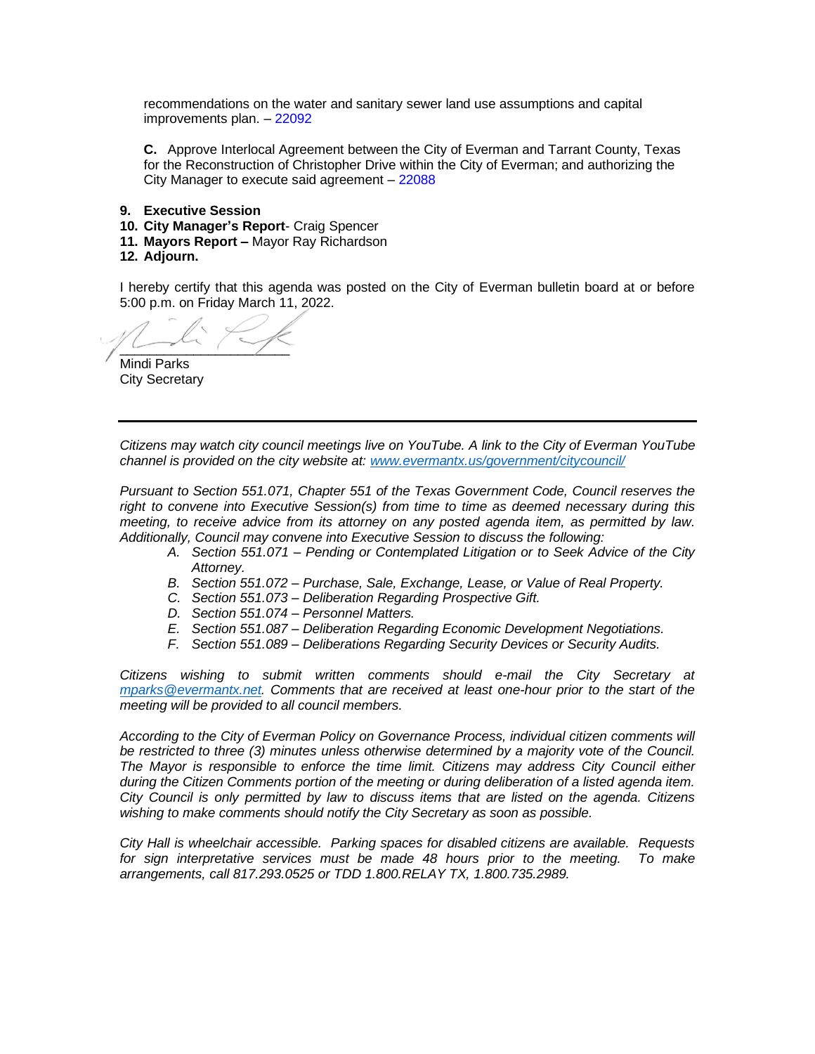recommendations on the water and sanitary sewer land use assumptions and capital improvements plan. – 22092

**C.** Approve Interlocal Agreement between the City of Everman and Tarrant County, Texas for the Reconstruction of Christopher Drive within the City of Everman; and authorizing the City Manager to execute said agreement – 22088

9. **Executive Session**
10. **City Manager's Report**- Craig Spencer
11. **Mayors Report –** Mayor Ray Richardson
12. **Adjourn.**

I hereby certify that this agenda was posted on the City of Everman bulletin board at or before 5:00 p.m. on Friday March 11, 2022.

\_\_\_\_\_\_\_\_\_\_\_\_\_\_\_\_\_\_\_\_\_\_
Mindi Parks
City Secretary

---

*Citizens may watch city council meetings live on YouTube. A link to the City of Everman YouTube channel is provided on the city website at: [www.evermantx.us/government/citycouncil/](www.evermantx.us/government/citycouncil/)*

*Pursuant to Section 551.071, Chapter 551 of the Texas Government Code, Council reserves the right to convene into Executive Session(s) from time to time as deemed necessary during this meeting, to receive advice from its attorney on any posted agenda item, as permitted by law. Additionally, Council may convene into Executive Session to discuss the following:*

A. *Section 551.071 – Pending or Contemplated Litigation or to Seek Advice of the City Attorney.*
B. *Section 551.072 – Purchase, Sale, Exchange, Lease, or Value of Real Property.*
C. *Section 551.073 – Deliberation Regarding Prospective Gift.*
D. *Section 551.074 – Personnel Matters.*
E. *Section 551.087 – Deliberation Regarding Economic Development Negotiations.*
F. *Section 551.089 – Deliberations Regarding Security Devices or Security Audits.*

*Citizens wishing to submit written comments should e-mail the City Secretary at [mparks@evermantx.net](mailto:mparks@evermantx.net). Comments that are received at least one-hour prior to the start of the meeting will be provided to all council members.*

*According to the City of Everman Policy on Governance Process, individual citizen comments will be restricted to three (3) minutes unless otherwise determined by a majority vote of the Council. The Mayor is responsible to enforce the time limit. Citizens may address City Council either during the Citizen Comments portion of the meeting or during deliberation of a listed agenda item. City Council is only permitted by law to discuss items that are listed on the agenda. Citizens wishing to make comments should notify the City Secretary as soon as possible.*

*City Hall is wheelchair accessible. Parking spaces for disabled citizens are available. Requests for sign interpretative services must be made 48 hours prior to the meeting. To make arrangements, call 817.293.0525 or TDD 1.800.RELAY TX, 1.800.735.2989.*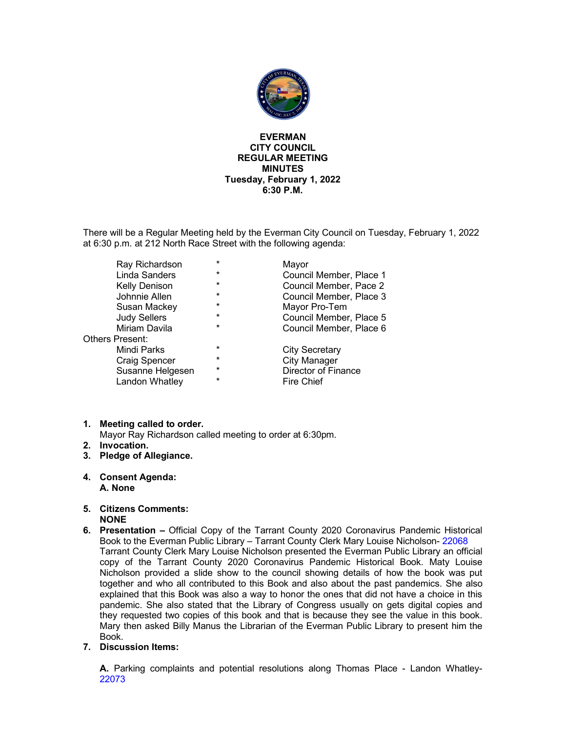**EVERMAN**
**CITY COUNCIL**
**REGULAR MEETING**
**MINUTES**
**Tuesday, February 1, 2022**
**6:30 P.M.**

There will be a Regular Meeting held by the Everman City Council on Tuesday, February 1, 2022 at 6:30 p.m. at 212 North Race Street with the following agenda:

| | | |
|---|---|---|
| Ray Richardson | * | Mayor |
| Linda Sanders | * | Council Member, Place 1 |
| Kelly Denison | * | Council Member, Pace 2 |
| Johnnie Allen | * | Council Member, Place 3 |
| Susan Mackey | * | Mayor Pro-Tem |
| Judy Sellers | * | Council Member, Place 5 |
| Miriam Davila | * | Council Member, Place 6 |

Others Present:

| | | |
|---|---|---|
| Mindi Parks | * | City Secretary |
| Craig Spencer | * | City Manager |
| Susanne Helgesen | * | Director of Finance |
| Landon Whatley | * | Fire Chief |

1. **Meeting called to order.**
   Mayor Ray Richardson called meeting to order at 6:30pm.
2. **Invocation.**
3. **Pledge of Allegiance.**
4. **Consent Agenda:**
   **A. None**
5. **Citizens Comments:**
   **NONE**
6. **Presentation –** Official Copy of the Tarrant County 2020 Coronavirus Pandemic Historical Book to the Everman Public Library – Tarrant County Clerk Mary Louise Nicholson- 22068
   Tarrant County Clerk Mary Louise Nicholson presented the Everman Public Library an official copy of the Tarrant County 2020 Coronavirus Pandemic Historical Book. Maty Louise Nicholson provided a slide show to the council showing details of how the book was put together and who all contributed to this Book and also about the past pandemics. She also explained that this Book was also a way to honor the ones that did not have a choice in this pandemic. She also stated that the Library of Congress usually on gets digital copies and they requested two copies of this book and that is because they see the value in this book. Mary then asked Billy Manus the Librarian of the Everman Public Library to present him the Book.
7. **Discussion Items:**

   **A.** Parking complaints and potential resolutions along Thomas Place - Landon Whatley- 22073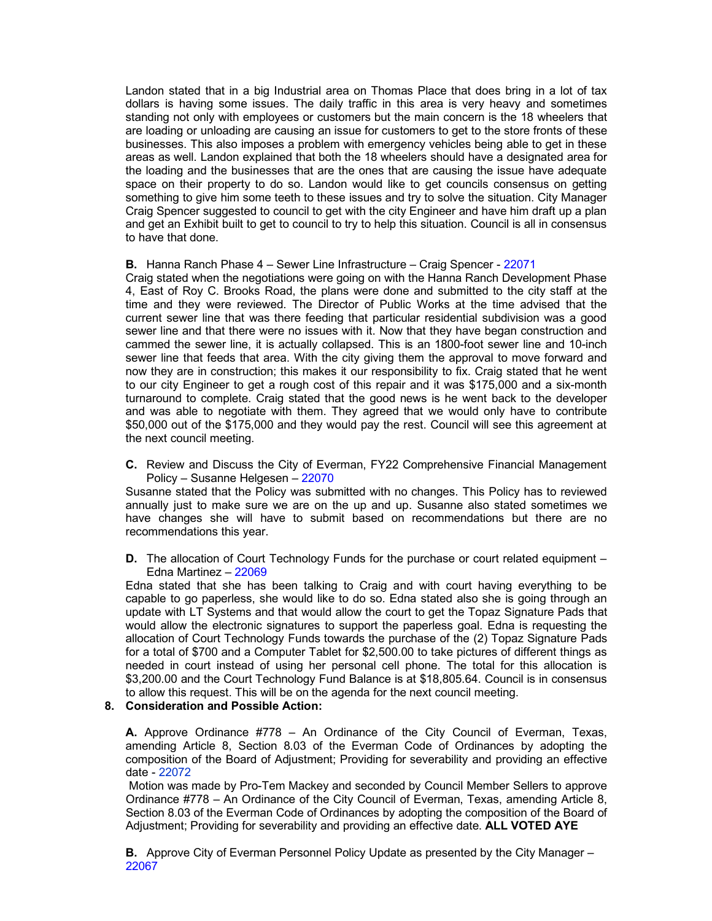Landon stated that in a big Industrial area on Thomas Place that does bring in a lot of tax dollars is having some issues. The daily traffic in this area is very heavy and sometimes standing not only with employees or customers but the main concern is the 18 wheelers that are loading or unloading are causing an issue for customers to get to the store fronts of these businesses. This also imposes a problem with emergency vehicles being able to get in these areas as well. Landon explained that both the 18 wheelers should have a designated area for the loading and the businesses that are the ones that are causing the issue have adequate space on their property to do so. Landon would like to get councils consensus on getting something to give him some teeth to these issues and try to solve the situation. City Manager Craig Spencer suggested to council to get with the city Engineer and have him draft up a plan and get an Exhibit built to get to council to try to help this situation. Council is all in consensus to have that done.

**B.** Hanna Ranch Phase 4 – Sewer Line Infrastructure – Craig Spencer - 22071

Craig stated when the negotiations were going on with the Hanna Ranch Development Phase 4, East of Roy C. Brooks Road, the plans were done and submitted to the city staff at the time and they were reviewed. The Director of Public Works at the time advised that the current sewer line that was there feeding that particular residential subdivision was a good sewer line and that there were no issues with it. Now that they have began construction and cammed the sewer line, it is actually collapsed. This is an 1800-foot sewer line and 10-inch sewer line that feeds that area. With the city giving them the approval to move forward and now they are in construction; this makes it our responsibility to fix. Craig stated that he went to our city Engineer to get a rough cost of this repair and it was $175,000 and a six-month turnaround to complete. Craig stated that the good news is he went back to the developer and was able to negotiate with them. They agreed that we would only have to contribute $50,000 out of the $175,000 and they would pay the rest. Council will see this agreement at the next council meeting.

**C.** Review and Discuss the City of Everman, FY22 Comprehensive Financial Management Policy – Susanne Helgesen – 22070

Susanne stated that the Policy was submitted with no changes. This Policy has to reviewed annually just to make sure we are on the up and up. Susanne also stated sometimes we have changes she will have to submit based on recommendations but there are no recommendations this year.

**D.** The allocation of Court Technology Funds for the purchase or court related equipment – Edna Martinez – 22069

Edna stated that she has been talking to Craig and with court having everything to be capable to go paperless, she would like to do so. Edna stated also she is going through an update with LT Systems and that would allow the court to get the Topaz Signature Pads that would allow the electronic signatures to support the paperless goal. Edna is requesting the allocation of Court Technology Funds towards the purchase of the (2) Topaz Signature Pads for a total of $700 and a Computer Tablet for $2,500.00 to take pictures of different things as needed in court instead of using her personal cell phone. The total for this allocation is $3,200.00 and the Court Technology Fund Balance is at $18,805.64. Council is in consensus to allow this request. This will be on the agenda for the next council meeting.

**8. Consideration and Possible Action:**

**A.** Approve Ordinance #778 – An Ordinance of the City Council of Everman, Texas, amending Article 8, Section 8.03 of the Everman Code of Ordinances by adopting the composition of the Board of Adjustment; Providing for severability and providing an effective date - 22072

Motion was made by Pro-Tem Mackey and seconded by Council Member Sellers to approve Ordinance #778 – An Ordinance of the City Council of Everman, Texas, amending Article 8, Section 8.03 of the Everman Code of Ordinances by adopting the composition of the Board of Adjustment; Providing for severability and providing an effective date. **ALL VOTED AYE**

**B.** Approve City of Everman Personnel Policy Update as presented by the City Manager – 22067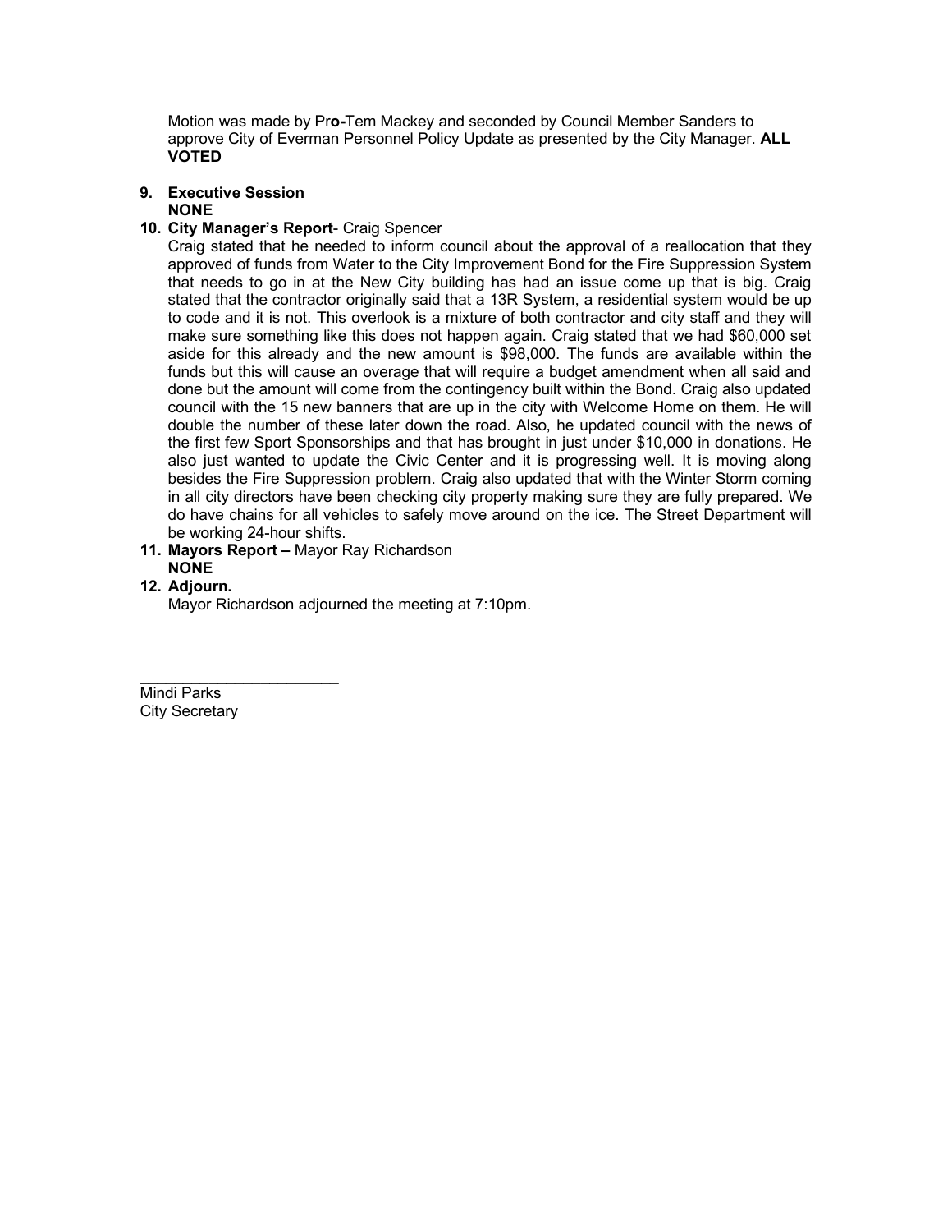Motion was made by Pro-Tem Mackey and seconded by Council Member Sanders to approve City of Everman Personnel Policy Update as presented by the City Manager. **ALL VOTED**

9. **Executive Session**
   **NONE**
10. **City Manager's Report**- Craig Spencer
    Craig stated that he needed to inform council about the approval of a reallocation that they approved of funds from Water to the City Improvement Bond for the Fire Suppression System that needs to go in at the New City building has had an issue come up that is big. Craig stated that the contractor originally said that a 13R System, a residential system would be up to code and it is not. This overlook is a mixture of both contractor and city staff and they will make sure something like this does not happen again. Craig stated that we had $60,000 set aside for this already and the new amount is $98,000. The funds are available within the funds but this will cause an overage that will require a budget amendment when all said and done but the amount will come from the contingency built within the Bond. Craig also updated council with the 15 new banners that are up in the city with Welcome Home on them. He will double the number of these later down the road. Also, he updated council with the news of the first few Sport Sponsorships and that has brought in just under $10,000 in donations. He also just wanted to update the Civic Center and it is progressing well. It is moving along besides the Fire Suppression problem. Craig also updated that with the Winter Storm coming in all city directors have been checking city property making sure they are fully prepared. We do have chains for all vehicles to safely move around on the ice. The Street Department will be working 24-hour shifts.
11. **Mayors Report –** Mayor Ray Richardson
    **NONE**
12. **Adjourn.**
    Mayor Richardson adjourned the meeting at 7:10pm.

\_\_\_\_\_\_\_\_\_\_\_\_\_\_\_\_\_\_\_\_\_\_\_\_

Mindi Parks
City Secretary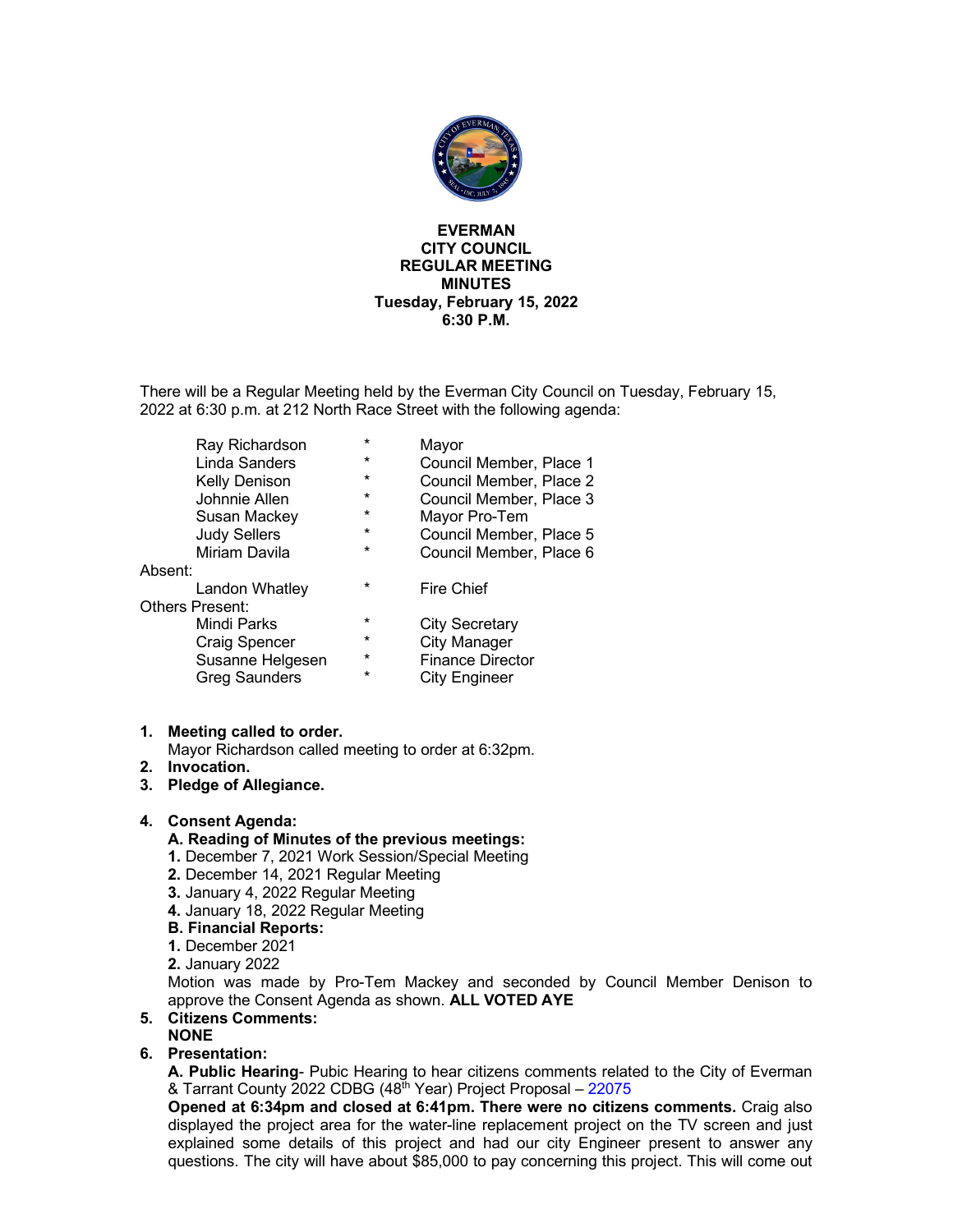**EVERMAN**
**CITY COUNCIL**
**REGULAR MEETING**
**MINUTES**
**Tuesday, February 15, 2022**
**6:30 P.M.**

There will be a Regular Meeting held by the Everman City Council on Tuesday, February 15, 2022 at 6:30 p.m. at 212 North Race Street with the following agenda:

| | | |
|---|---|---|
| Ray Richardson | * | Mayor |
| Linda Sanders | * | Council Member, Place 1 |
| Kelly Denison | * | Council Member, Place 2 |
| Johnnie Allen | * | Council Member, Place 3 |
| Susan Mackey | * | Mayor Pro-Tem |
| Judy Sellers | * | Council Member, Place 5 |
| Miriam Davila | * | Council Member, Place 6 |

Absent:

| | | |
|---|---|---|
| Landon Whatley | * | Fire Chief |

Others Present:

| | | |
|---|---|---|
| Mindi Parks | * | City Secretary |
| Craig Spencer | * | City Manager |
| Susanne Helgesen | * | Finance Director |
| Greg Saunders | * | City Engineer |

1. **Meeting called to order.**
   Mayor Richardson called meeting to order at 6:32pm.
2. **Invocation.**
3. **Pledge of Allegiance.**
4. **Consent Agenda:**
   **A. Reading of Minutes of the previous meetings:**
   **1.** December 7, 2021 Work Session/Special Meeting
   **2.** December 14, 2021 Regular Meeting
   **3.** January 4, 2022 Regular Meeting
   **4.** January 18, 2022 Regular Meeting
   **B. Financial Reports:**
   **1.** December 2021
   **2.** January 2022
   Motion was made by Pro-Tem Mackey and seconded by Council Member Denison to approve the Consent Agenda as shown. **ALL VOTED AYE**
5. **Citizens Comments:**
   **NONE**
6. **Presentation:**
   **A. Public Hearing**- Pubic Hearing to hear citizens comments related to the City of Everman & Tarrant County 2022 CDBG (48th Year) Project Proposal – 22075
   **Opened at 6:34pm and closed at 6:41pm. There were no citizens comments.** Craig also displayed the project area for the water-line replacement project on the TV screen and just explained some details of this project and had our city Engineer present to answer any questions. The city will have about $85,000 to pay concerning this project. This will come out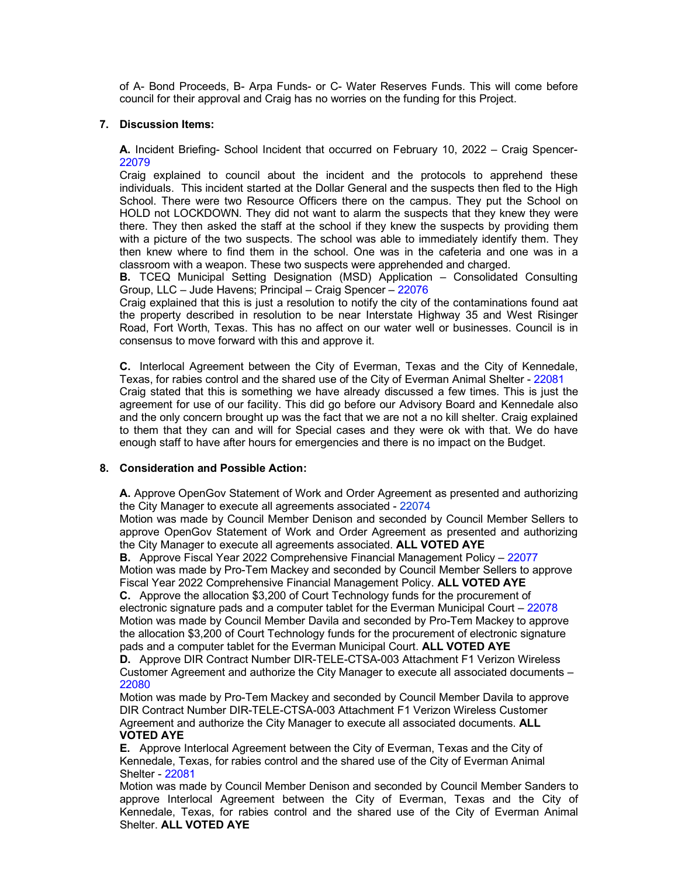of A- Bond Proceeds, B- Arpa Funds- or C- Water Reserves Funds. This will come before council for their approval and Craig has no worries on the funding for this Project.

**7. Discussion Items:**

**A.** Incident Briefing- School Incident that occurred on February 10, 2022 – Craig Spencer- 22079

Craig explained to council about the incident and the protocols to apprehend these individuals. This incident started at the Dollar General and the suspects then fled to the High School. There were two Resource Officers there on the campus. They put the School on HOLD not LOCKDOWN. They did not want to alarm the suspects that they knew they were there. They then asked the staff at the school if they knew the suspects by providing them with a picture of the two suspects. The school was able to immediately identify them. They then knew where to find them in the school. One was in the cafeteria and one was in a classroom with a weapon. These two suspects were apprehended and charged.

**B.** TCEQ Municipal Setting Designation (MSD) Application – Consolidated Consulting Group, LLC – Jude Havens; Principal – Craig Spencer – 22076

Craig explained that this is just a resolution to notify the city of the contaminations found aat the property described in resolution to be near Interstate Highway 35 and West Risinger Road, Fort Worth, Texas. This has no affect on our water well or businesses. Council is in consensus to move forward with this and approve it.

**C.** Interlocal Agreement between the City of Everman, Texas and the City of Kennedale, Texas, for rabies control and the shared use of the City of Everman Animal Shelter - 22081

Craig stated that this is something we have already discussed a few times. This is just the agreement for use of our facility. This did go before our Advisory Board and Kennedale also and the only concern brought up was the fact that we are not a no kill shelter. Craig explained to them that they can and will for Special cases and they were ok with that. We do have enough staff to have after hours for emergencies and there is no impact on the Budget.

**8. Consideration and Possible Action:**

**A.** Approve OpenGov Statement of Work and Order Agreement as presented and authorizing the City Manager to execute all agreements associated - 22074

Motion was made by Council Member Denison and seconded by Council Member Sellers to approve OpenGov Statement of Work and Order Agreement as presented and authorizing the City Manager to execute all agreements associated. **ALL VOTED AYE**

**B.** Approve Fiscal Year 2022 Comprehensive Financial Management Policy – 22077

Motion was made by Pro-Tem Mackey and seconded by Council Member Sellers to approve Fiscal Year 2022 Comprehensive Financial Management Policy. **ALL VOTED AYE**

**C.** Approve the allocation $3,200 of Court Technology funds for the procurement of electronic signature pads and a computer tablet for the Everman Municipal Court – 22078

Motion was made by Council Member Davila and seconded by Pro-Tem Mackey to approve the allocation $3,200 of Court Technology funds for the procurement of electronic signature pads and a computer tablet for the Everman Municipal Court. **ALL VOTED AYE**

**D.** Approve DIR Contract Number DIR-TELE-CTSA-003 Attachment F1 Verizon Wireless Customer Agreement and authorize the City Manager to execute all associated documents – 22080

Motion was made by Pro-Tem Mackey and seconded by Council Member Davila to approve DIR Contract Number DIR-TELE-CTSA-003 Attachment F1 Verizon Wireless Customer Agreement and authorize the City Manager to execute all associated documents. **ALL VOTED AYE**

**E.** Approve Interlocal Agreement between the City of Everman, Texas and the City of Kennedale, Texas, for rabies control and the shared use of the City of Everman Animal Shelter - 22081

Motion was made by Council Member Denison and seconded by Council Member Sanders to approve Interlocal Agreement between the City of Everman, Texas and the City of Kennedale, Texas, for rabies control and the shared use of the City of Everman Animal Shelter. **ALL VOTED AYE**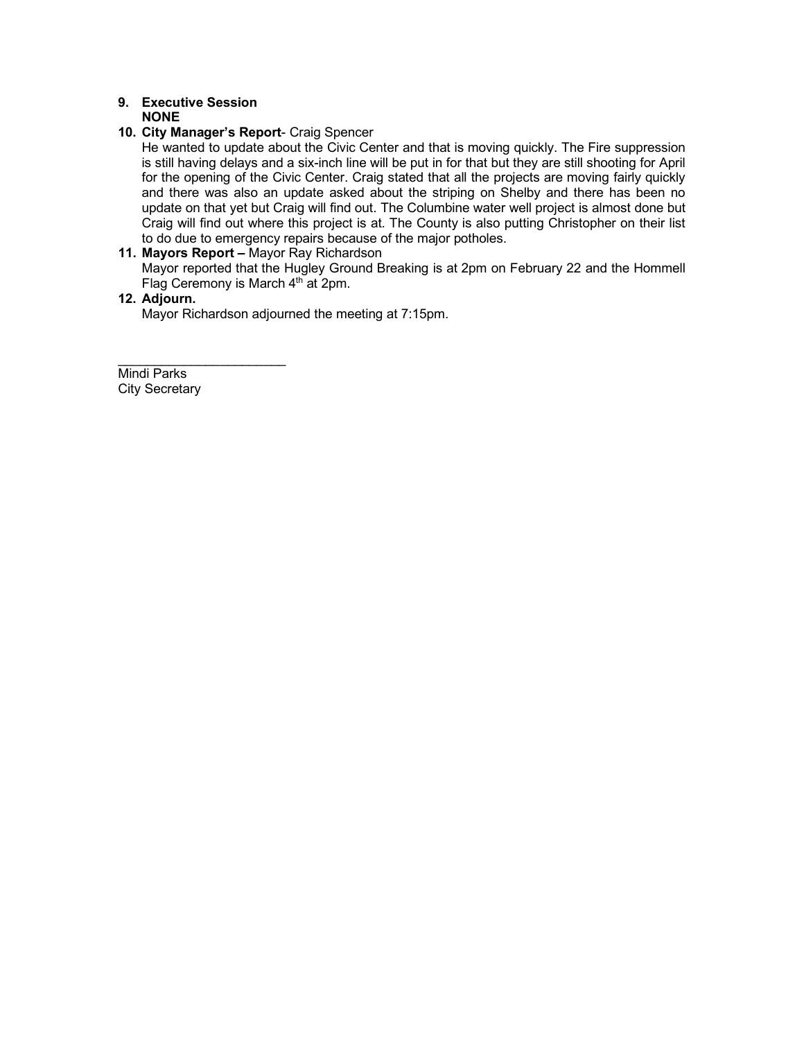9. **Executive Session**
   **NONE**
10. **City Manager's Report**- Craig Spencer
    He wanted to update about the Civic Center and that is moving quickly. The Fire suppression is still having delays and a six-inch line will be put in for that but they are still shooting for April for the opening of the Civic Center. Craig stated that all the projects are moving fairly quickly and there was also an update asked about the striping on Shelby and there has been no update on that yet but Craig will find out. The Columbine water well project is almost done but Craig will find out where this project is at. The County is also putting Christopher on their list to do due to emergency repairs because of the major potholes.
11. **Mayors Report –** Mayor Ray Richardson
    Mayor reported that the Hugley Ground Breaking is at 2pm on February 22 and the Hommell Flag Ceremony is March 4th at 2pm.
12. **Adjourn.**
    Mayor Richardson adjourned the meeting at 7:15pm.

________________________
Mindi Parks
City Secretary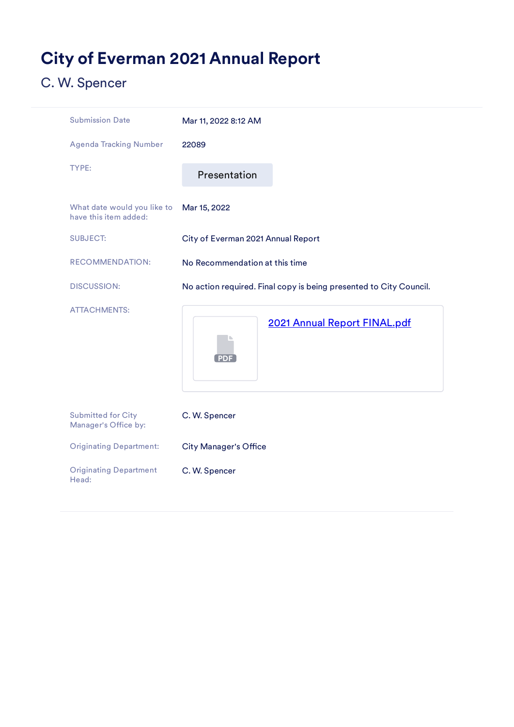# City of Everman 2021 Annual Report

C. W. Spencer

| | |
|---|---|
| Submission Date | Mar 11, 2022 8:12 AM |
| Agenda Tracking Number | 22089 |
| TYPE: | Presentation |
| What date would you like to have this item added: | Mar 15, 2022 |
| SUBJECT: | City of Everman 2021 Annual Report |
| RECOMMENDATION: | No Recommendation at this time |
| DISCUSSION: | No action required. Final copy is being presented to City Council. |
| ATTACHMENTS: | PDF 2021 Annual Report FINAL.pdf |
| Submitted for City Manager's Office by: | C. W. Spencer |
| Originating Department: | City Manager's Office |
| Originating Department Head: | C. W. Spencer |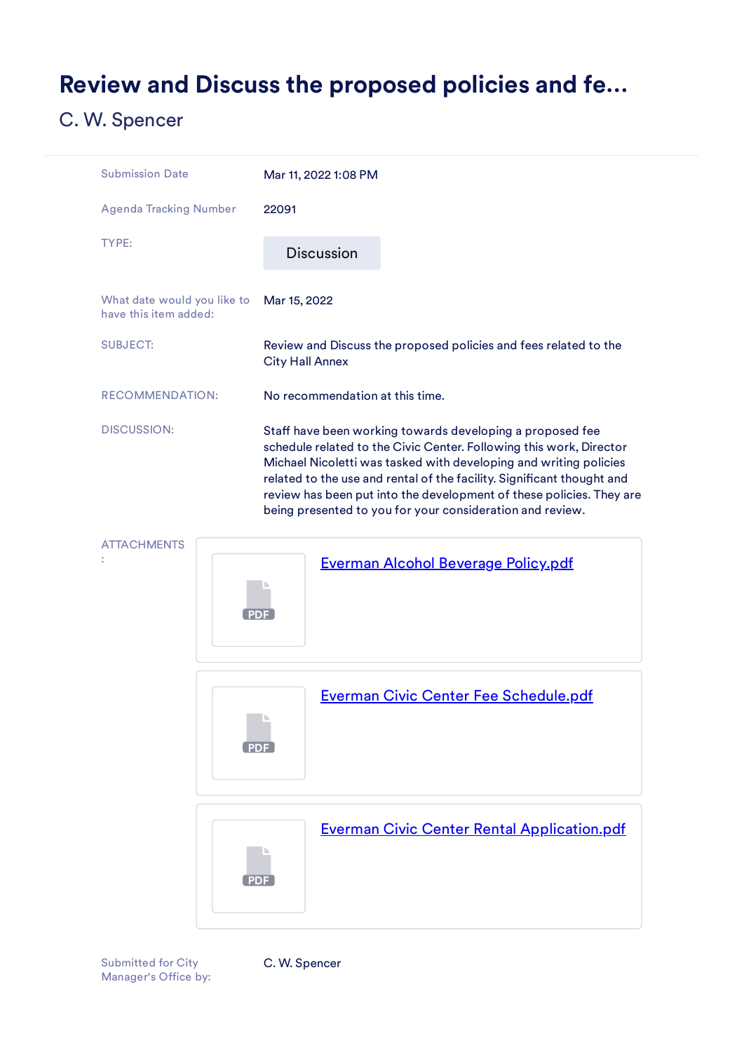# Review and Discuss the proposed policies and fe...

C. W. Spencer

| | |
|---|---|
| Submission Date | Mar 11, 2022 1:08 PM |
| Agenda Tracking Number | 22091 |
| TYPE: | Discussion |
| What date would you like to have this item added: | Mar 15, 2022 |
| SUBJECT: | Review and Discuss the proposed policies and fees related to the City Hall Annex |
| RECOMMENDATION: | No recommendation at this time. |
| DISCUSSION: | Staff have been working towards developing a proposed fee schedule related to the Civic Center. Following this work, Director Michael Nicoletti was tasked with developing and writing policies related to the use and rental of the facility. Significant thought and review has been put into the development of these policies. They are being presented to you for your consideration and review. |

ATTACHMENTS:

- Everman Alcohol Beverage Policy.pdf
- Everman Civic Center Fee Schedule.pdf
- Everman Civic Center Rental Application.pdf

Submitted for City Manager's Office by: C. W. Spencer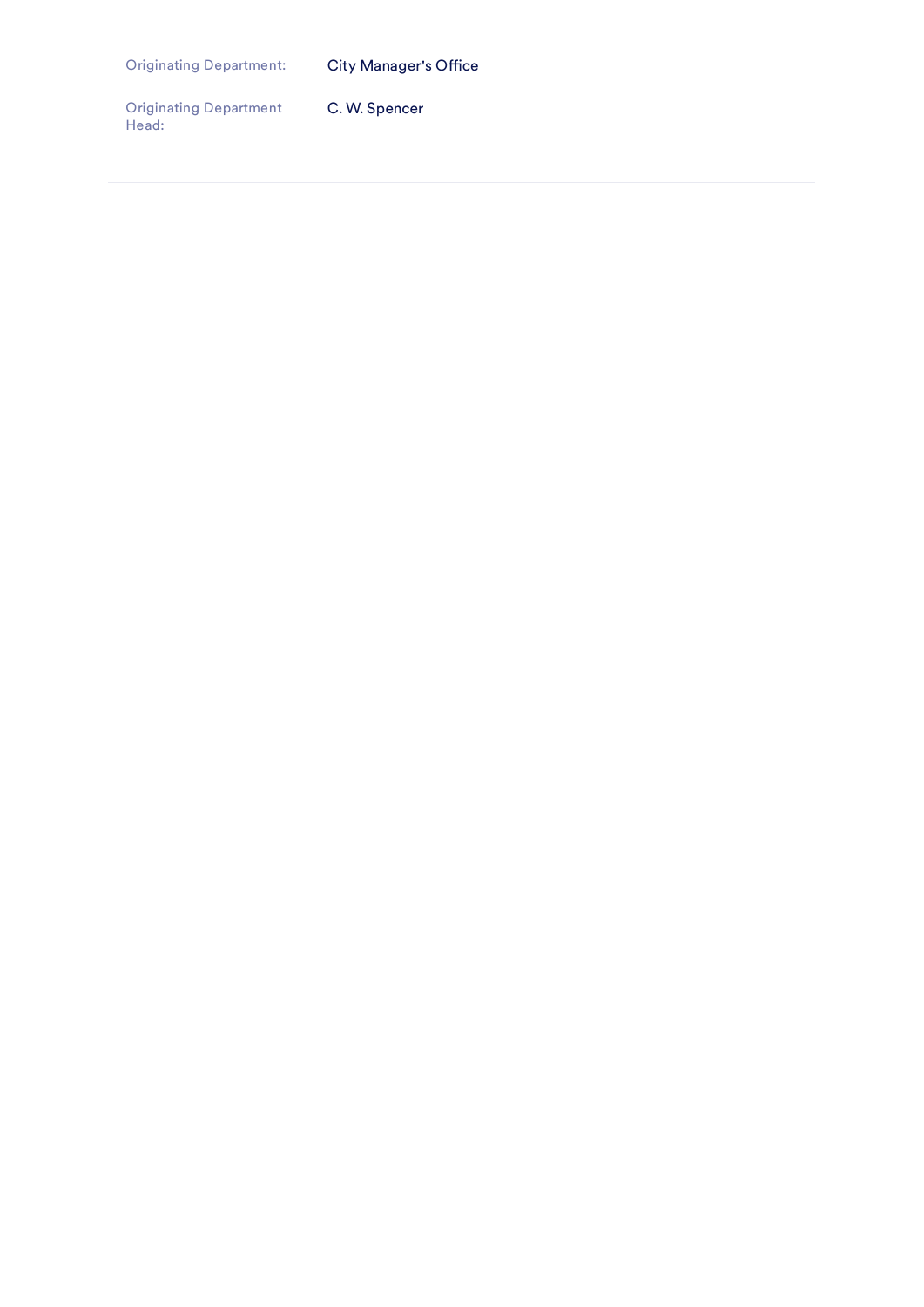| | |
|---|---|
| Originating Department: | City Manager's Office |
| Originating Department Head: | C. W. Spencer |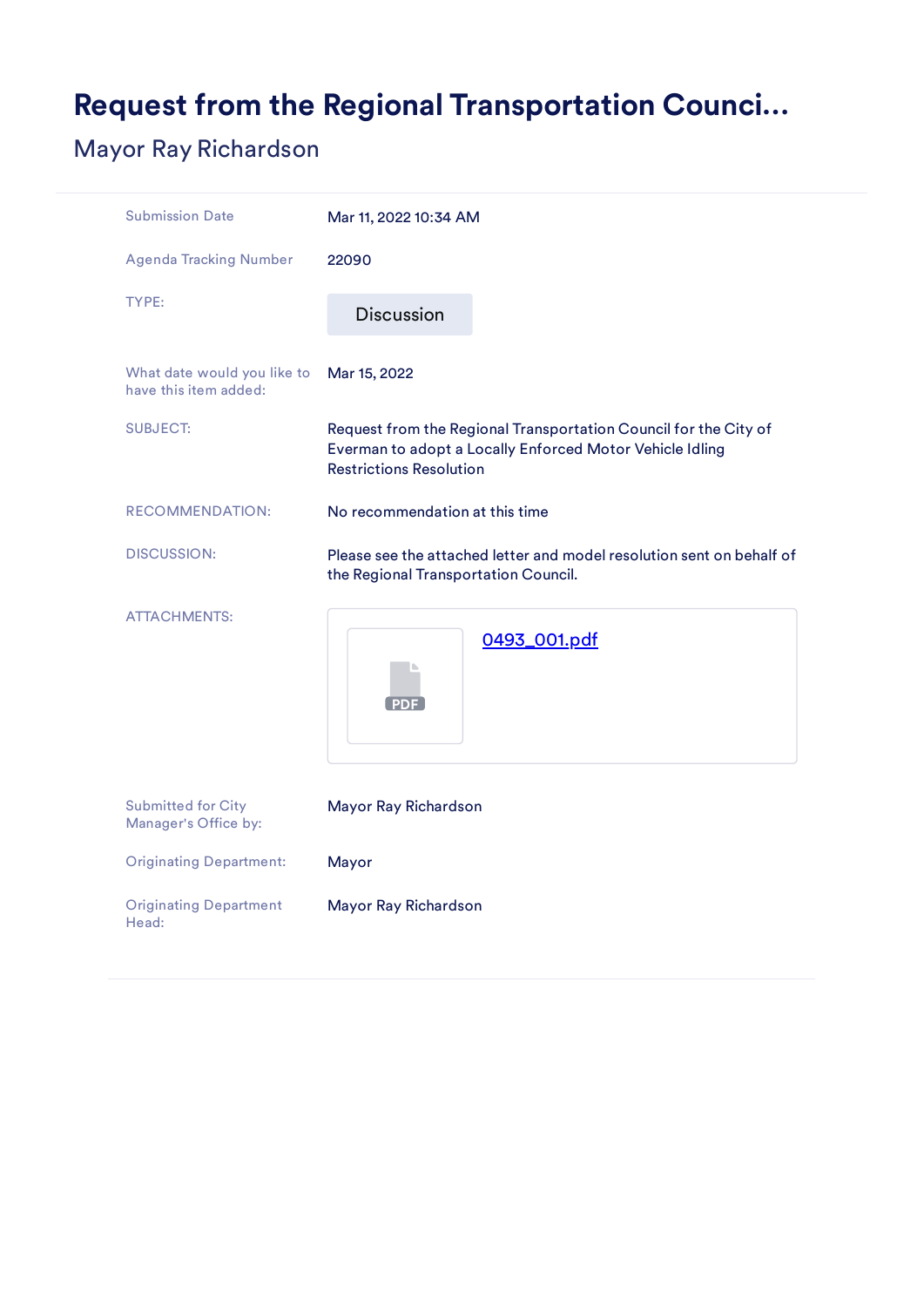# Request from the Regional Transportation Counci...

## Mayor Ray Richardson

| | |
|---|---|
| Submission Date | Mar 11, 2022 10:34 AM |
| Agenda Tracking Number | 22090 |
| TYPE: | Discussion |
| What date would you like to have this item added: | Mar 15, 2022 |
| SUBJECT: | Request from the Regional Transportation Council for the City of Everman to adopt a Locally Enforced Motor Vehicle Idling Restrictions Resolution |
| RECOMMENDATION: | No recommendation at this time |
| DISCUSSION: | Please see the attached letter and model resolution sent on behalf of the Regional Transportation Council. |
| ATTACHMENTS: | 0493_001.pdf |
| Submitted for City Manager's Office by: | Mayor Ray Richardson |
| Originating Department: | Mayor |
| Originating Department Head: | Mayor Ray Richardson |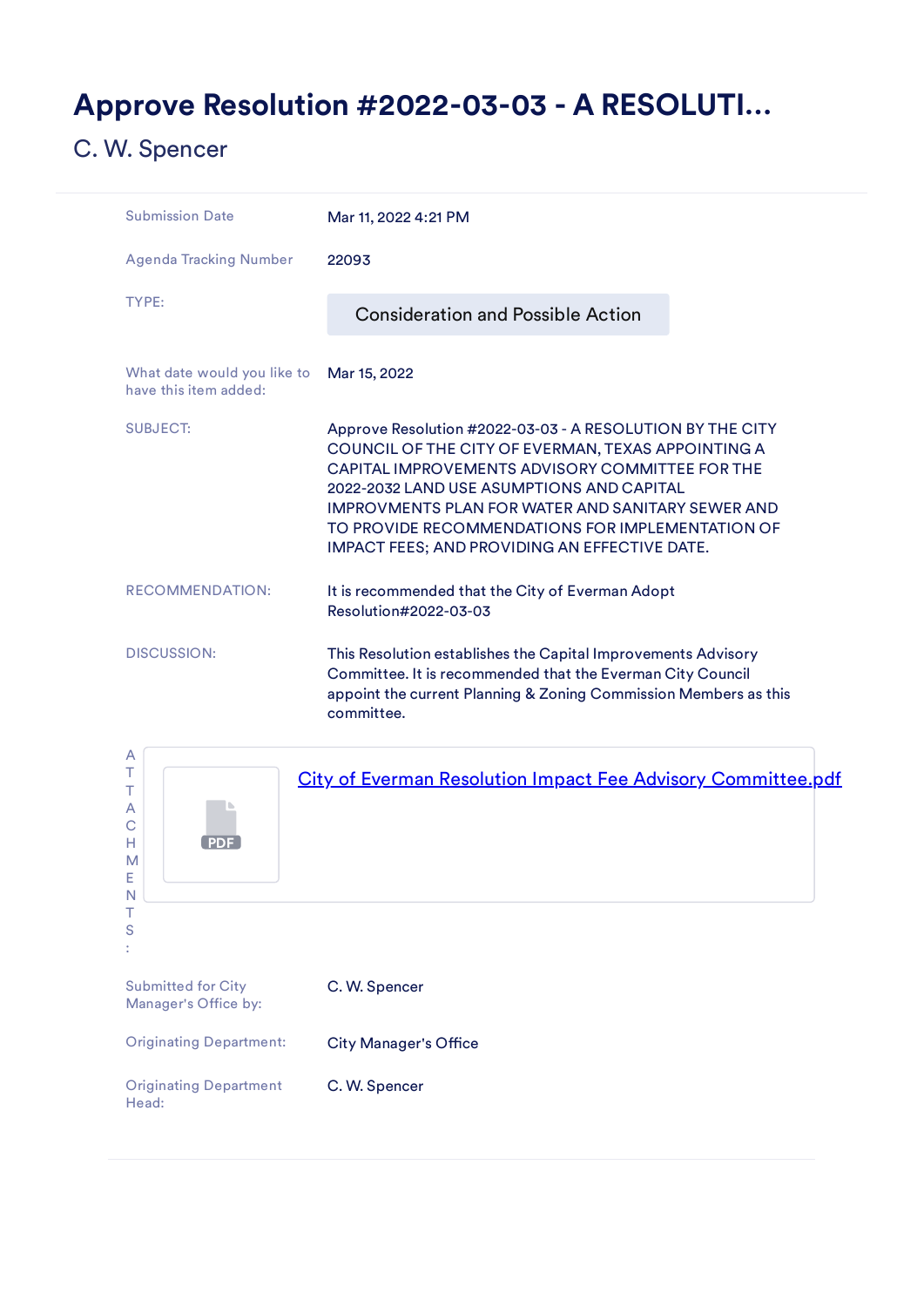# Approve Resolution #2022-03-03 - A RESOLUTI...

C. W. Spencer

| | |
|---|---|
| Submission Date | Mar 11, 2022 4:21 PM |
| Agenda Tracking Number | 22093 |
| TYPE: | Consideration and Possible Action |
| What date would you like to have this item added: | Mar 15, 2022 |
| SUBJECT: | Approve Resolution #2022-03-03 - A RESOLUTION BY THE CITY COUNCIL OF THE CITY OF EVERMAN, TEXAS APPOINTING A CAPITAL IMPROVEMENTS ADVISORY COMMITTEE FOR THE 2022-2032 LAND USE ASSUMPTIONS AND CAPITAL IMPROVMENTS PLAN FOR WATER AND SANITARY SEWER AND TO PROVIDE RECOMMENDATIONS FOR IMPLEMENTATION OF IMPACT FEES; AND PROVIDING AN EFFECTIVE DATE. |
| RECOMMENDATION: | It is recommended that the City of Everman Adopt Resolution#2022-03-03 |
| DISCUSSION: | This Resolution establishes the Capital Improvements Advisory Committee. It is recommended that the Everman City Council appoint the current Planning & Zoning Commission Members as this committee. |
| ATTACHMENTS: | City of Everman Resolution Impact Fee Advisory Committee.pdf |
| Submitted for City Manager's Office by: | C. W. Spencer |
| Originating Department: | City Manager's Office |
| Originating Department Head: | C. W. Spencer |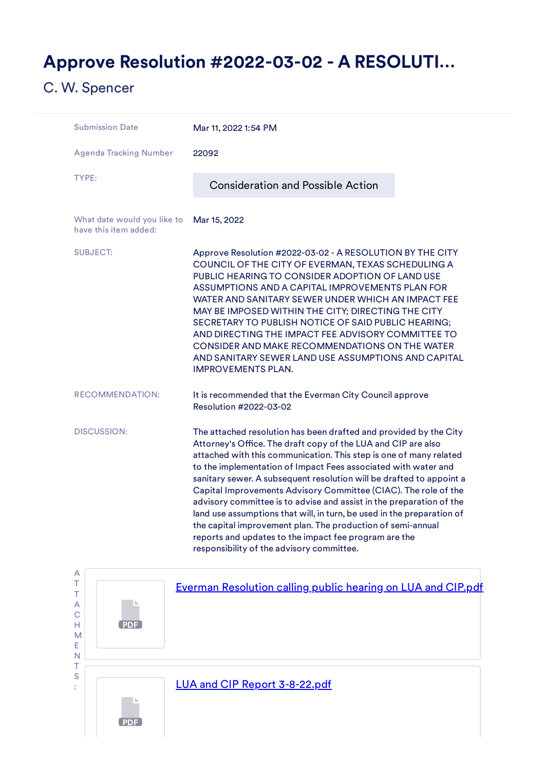# Approve Resolution #2022-03-02 - A RESOLUTI...

C. W. Spencer

| | |
|---|---|
| Submission Date | Mar 11, 2022 1:54 PM |
| Agenda Tracking Number | 22092 |
| TYPE: | Consideration and Possible Action |
| What date would you like to have this item added: | Mar 15, 2022 |
| SUBJECT: | Approve Resolution #2022-03-02 - A RESOLUTION BY THE CITY COUNCIL OF THE CITY OF EVERMAN, TEXAS SCHEDULING A PUBLIC HEARING TO CONSIDER ADOPTION OF LAND USE ASSUMPTIONS AND A CAPITAL IMPROVEMENTS PLAN FOR WATER AND SANITARY SEWER UNDER WHICH AN IMPACT FEE MAY BE IMPOSED WITHIN THE CITY; DIRECTING THE CITY SECRETARY TO PUBLISH NOTICE OF SAID PUBLIC HEARING; AND DIRECTING THE IMPACT FEE ADVISORY COMMITTEE TO CONSIDER AND MAKE RECOMMENDATIONS ON THE WATER AND SANITARY SEWER LAND USE ASSUMPTIONS AND CAPITAL IMPROVEMENTS PLAN. |
| RECOMMENDATION: | It is recommended that the Everman City Council approve Resolution #2022-03-02 |
| DISCUSSION: | The attached resolution has been drafted and provided by the City Attorney's Office. The draft copy of the LUA and CIP are also attached with this communication. This step is one of many related to the implementation of Impact Fees associated with water and sanitary sewer. A subsequent resolution will be drafted to appoint a Capital Improvements Advisory Committee (CIAC). The role of the advisory committee is to advise and assist in the preparation of the land use assumptions that will, in turn, be used in the preparation of the capital improvement plan. The production of semi-annual reports and updates to the impact fee program are the responsibility of the advisory committee. |

ATTACHMENTS:

- Everman Resolution calling public hearing on LUA and CIP.pdf
- LUA and CIP Report 3-8-22.pdf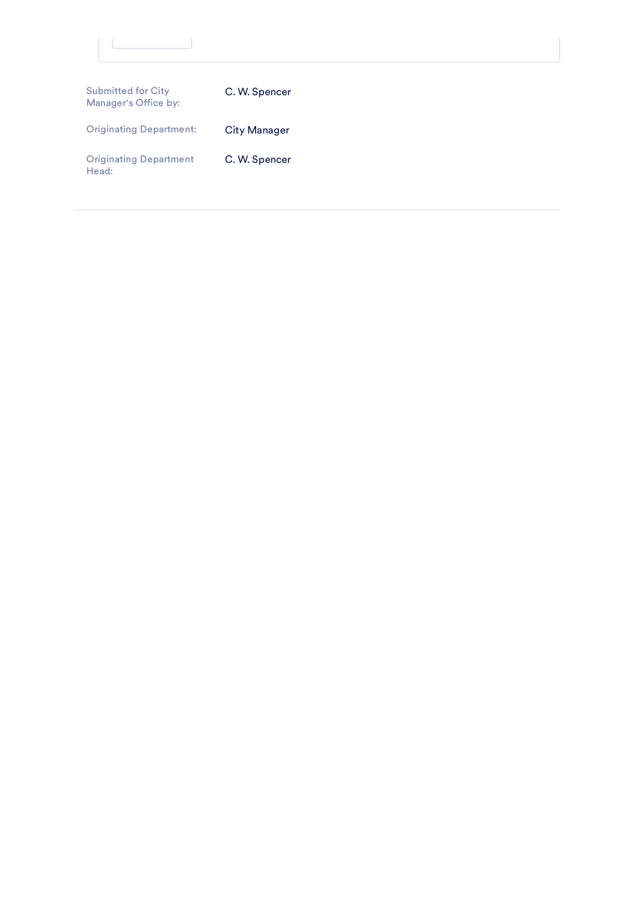| | |
|---|---|
| Submitted for City Manager's Office by: | C. W. Spencer |
| Originating Department: | City Manager |
| Originating Department Head: | C. W. Spencer |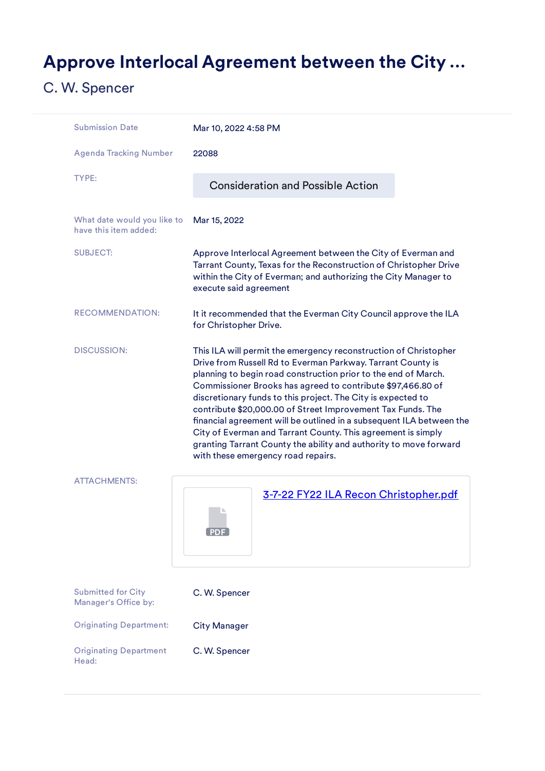# Approve Interlocal Agreement between the City ...

C. W. Spencer

| | |
|---|---|
| Submission Date | Mar 10, 2022 4:58 PM |
| Agenda Tracking Number | 22088 |
| TYPE: | Consideration and Possible Action |
| What date would you like to have this item added: | Mar 15, 2022 |
| SUBJECT: | Approve Interlocal Agreement between the City of Everman and Tarrant County, Texas for the Reconstruction of Christopher Drive within the City of Everman; and authorizing the City Manager to execute said agreement |
| RECOMMENDATION: | It it recommended that the Everman City Council approve the ILA for Christopher Drive. |
| DISCUSSION: | This ILA will permit the emergency reconstruction of Christopher Drive from Russell Rd to Everman Parkway. Tarrant County is planning to begin road construction prior to the end of March. Commissioner Brooks has agreed to contribute $97,466.80 of discretionary funds to this project. The City is expected to contribute $20,000.00 of Street Improvement Tax Funds. The financial agreement will be outlined in a subsequent ILA between the City of Everman and Tarrant County. This agreement is simply granting Tarrant County the ability and authority to move forward with these emergency road repairs. |
| ATTACHMENTS: | PDF 3-7-22 FY22 ILA Recon Christopher.pdf |
| Submitted for City Manager's Office by: | C. W. Spencer |
| Originating Department: | City Manager |
| Originating Department Head: | C. W. Spencer |